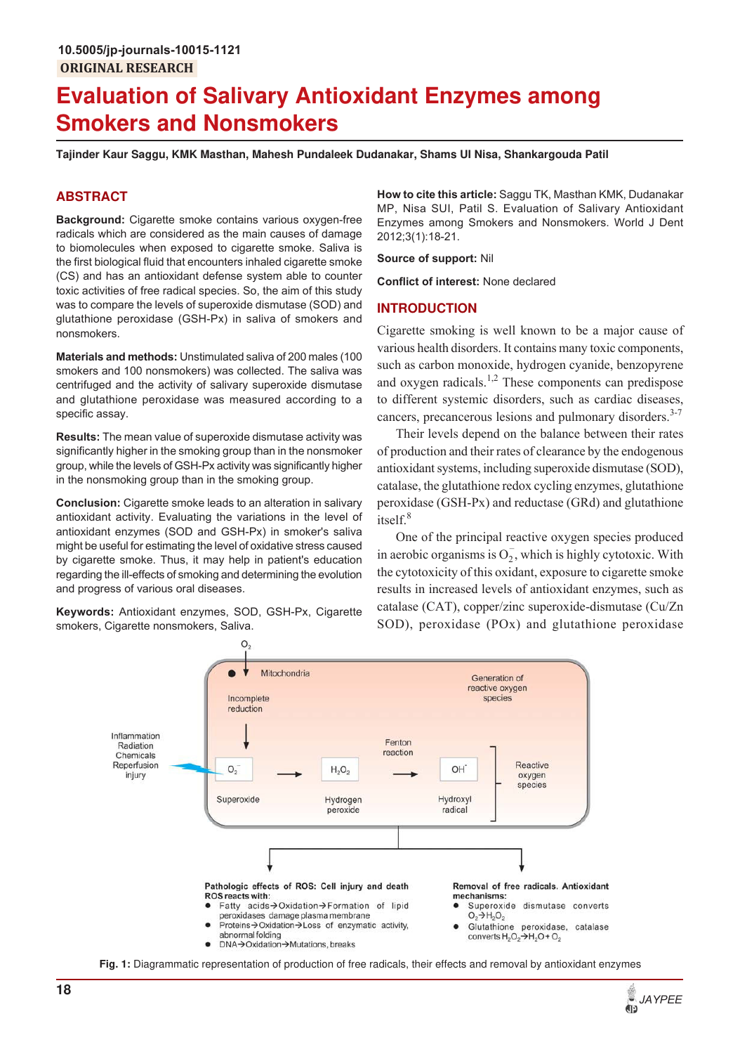10.5005/jp-journals-10015-1121

ORIGINAL RESEARCH

# Evaluation of Salivary Antioxidant Enzymes among Smokers and Nonsmokers

**Tajinder Kaur Saggu, KMK Masthan, Mahesh Pundaleek Dudanakar, Shams Ul Nisa, Shankargouda Patil**

## ABSTRACT

**Background:** Cigarette smoke contains various oxygen-free radicals which are considered as the main causes of damage to biomolecules when exposed to cigarette smoke. Saliva is the first biological fluid that encounters inhaled cigarette smoke (CS) and has an antioxidant defense system able to counter toxic activities of free radical species. So, the aim of this study was to compare the levels of superoxide dismutase (SOD) and glutathione peroxidase (GSH-Px) in saliva of smokers and nonsmokers.

**Materials and methods:** Unstimulated saliva of 200 males (100 smokers and 100 nonsmokers) was collected. The saliva was centrifuged and the activity of salivary superoxide dismutase and glutathione peroxidase was measured according to a specific assay.

**Results:** The mean value of superoxide dismutase activity was significantly higher in the smoking group than in the nonsmoker group, while the levels of GSH-Px activity was significantly higher in the nonsmoking group than in the smoking group.

**Conclusion:** Cigarette smoke leads to an alteration in salivary antioxidant activity. Evaluating the variations in the level of antioxidant enzymes (SOD and GSH-Px) in smoker's saliva might be useful for estimating the level of oxidative stress caused by cigarette smoke. Thus, it may help in patient's education regarding the ill-effects of smoking and determining the evolution and progress of various oral diseases.

**Keywords:** Antioxidant enzymes, SOD, GSH-Px, Cigarette smokers, Cigarette nonsmokers, Saliva.

**How to cite this article:** Saggu TK, Masthan KMK, Dudanakar MP, Nisa SUI, Patil S. Evaluation of Salivary Antioxidant Enzymes among Smokers and Nonsmokers. World J Dent 2012;3(1):18-21.

**Source of support:** Nil

**Conflict of interest:** None declared

## INTRODUCTION

Cigarette smoking is well known to be a major cause of various health disorders. It contains many toxic components, such as carbon monoxide, hydrogen cyanide, benzopyrene and oxygen radicals.[1,2] These components can predispose to different systemic disorders, such as cardiac diseases, cancers, precancerous lesions and pulmonary disorders.[3-7]

Their levels depend on the balance between their rates of production and their rates of clearance by the endogenous antioxidant systems, including superoxide dismutase (SOD), catalase, the glutathione redox cycling enzymes, glutathione peroxidase (GSH-Px) and reductase (GRd) and glutathione itself.[8]

One of the principal reactive oxygen species produced in aerobic organisms is $O_2^-$, which is highly cytotoxic. With the cytotoxicity of this oxidant, exposure to cigarette smoke results in increased levels of antioxidant enzymes, such as catalase (CAT), copper/zinc superoxide-dismutase (Cu/Zn SOD), peroxidase (POx) and glutathione peroxidase

$O_2$

Mitochondria

Generation of reactive oxygen species

Incomplete reduction

Inflammation
Radiation
Chemicals
Reperfusion injury

$O_2^-$ → $H_2O_2$ → (Fenton reaction) → $OH^{\cdot}$

Superoxide — Hydrogen peroxide — Hydroxyl radical — Reactive oxygen species

**Pathologic effects of ROS: Cell injury and death**
ROS reacts with:
- Fatty acids→Oxidation→Formation of lipid peroxidases damage plasma membrane
- Proteins→Oxidation→Loss of enzymatic activity, abnormal folding
- DNA→Oxidation→Mutations, breaks

**Removal of free radicals. Antioxidant mechanisms:**
- Superoxide dismutase converts $O_2 \rightarrow H_2O_2$
- Glutathione peroxidase, catalase converts $H_2O_2 \rightarrow H_2O + O_2$

**Fig. 1:** Diagrammatic representation of production of free radicals, their effects and removal by antioxidant enzymes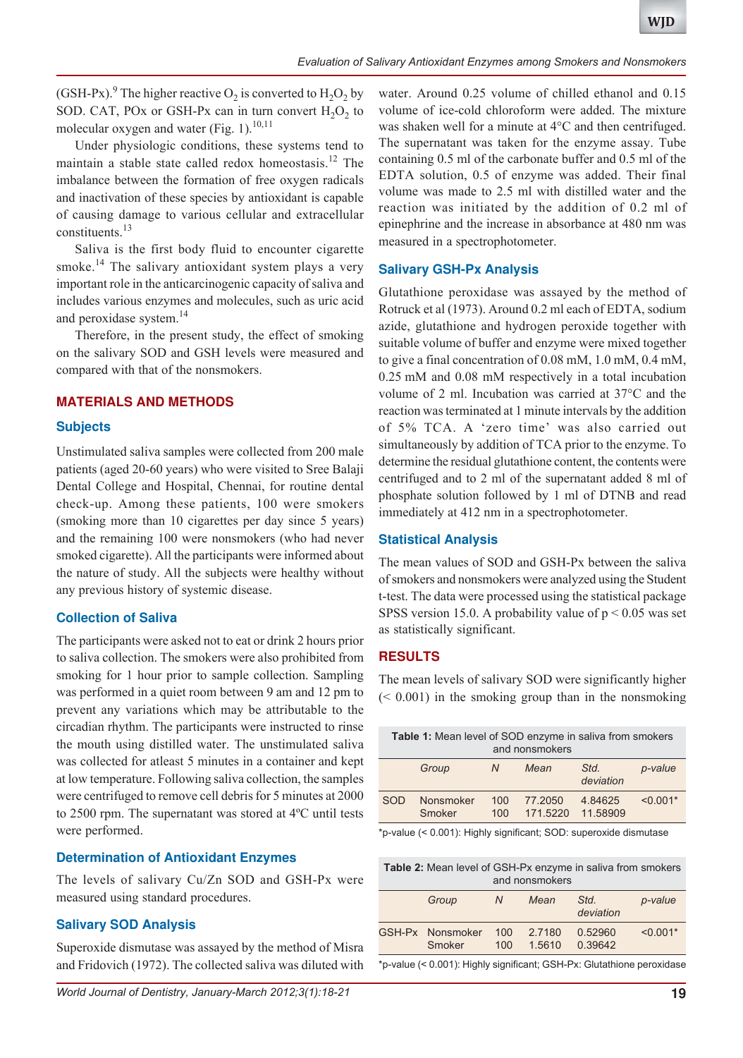(GSH-Px).[9] The higher reactive $O_2$ is converted to $H_2O_2$ by SOD. CAT, POx or GSH-Px can in turn convert $H_2O_2$ to molecular oxygen and water (Fig. 1).[10,11]

Under physiologic conditions, these systems tend to maintain a stable state called redox homeostasis.[12] The imbalance between the formation of free oxygen radicals and inactivation of these species by antioxidant is capable of causing damage to various cellular and extracellular constituents.[13]

Saliva is the first body fluid to encounter cigarette smoke.[14] The salivary antioxidant system plays a very important role in the anticarcinogenic capacity of saliva and includes various enzymes and molecules, such as uric acid and peroxidase system.[14]

Therefore, in the present study, the effect of smoking on the salivary SOD and GSH levels were measured and compared with that of the nonsmokers.

## MATERIALS AND METHODS

### Subjects

Unstimulated saliva samples were collected from 200 male patients (aged 20-60 years) who were visited to Sree Balaji Dental College and Hospital, Chennai, for routine dental check-up. Among these patients, 100 were smokers (smoking more than 10 cigarettes per day since 5 years) and the remaining 100 were nonsmokers (who had never smoked cigarette). All the participants were informed about the nature of study. All the subjects were healthy without any previous history of systemic disease.

### Collection of Saliva

The participants were asked not to eat or drink 2 hours prior to saliva collection. The smokers were also prohibited from smoking for 1 hour prior to sample collection. Sampling was performed in a quiet room between 9 am and 12 pm to prevent any variations which may be attributable to the circadian rhythm. The participants were instructed to rinse the mouth using distilled water. The unstimulated saliva was collected for atleast 5 minutes in a container and kept at low temperature. Following saliva collection, the samples were centrifuged to remove cell debris for 5 minutes at 2000 to 2500 rpm. The supernatant was stored at 4ºC until tests were performed.

### Determination of Antioxidant Enzymes

The levels of salivary Cu/Zn SOD and GSH-Px were measured using standard procedures.

### Salivary SOD Analysis

Superoxide dismutase was assayed by the method of Misra and Fridovich (1972). The collected saliva was diluted with water. Around 0.25 volume of chilled ethanol and 0.15 volume of ice-cold chloroform were added. The mixture was shaken well for a minute at 4°C and then centrifuged. The supernatant was taken for the enzyme assay. Tube containing 0.5 ml of the carbonate buffer and 0.5 ml of the EDTA solution, 0.5 of enzyme was added. Their final volume was made to 2.5 ml with distilled water and the reaction was initiated by the addition of 0.2 ml of epinephrine and the increase in absorbance at 480 nm was measured in a spectrophotometer.

### Salivary GSH-Px Analysis

Glutathione peroxidase was assayed by the method of Rotruck et al (1973). Around 0.2 ml each of EDTA, sodium azide, glutathione and hydrogen peroxide together with suitable volume of buffer and enzyme were mixed together to give a final concentration of 0.08 mM, 1.0 mM, 0.4 mM, 0.25 mM and 0.08 mM respectively in a total incubation volume of 2 ml. Incubation was carried at 37°C and the reaction was terminated at 1 minute intervals by the addition of 5% TCA. A 'zero time' was also carried out simultaneously by addition of TCA prior to the enzyme. To determine the residual glutathione content, the contents were centrifuged and to 2 ml of the supernatant added 8 ml of phosphate solution followed by 1 ml of DTNB and read immediately at 412 nm in a spectrophotometer.

### Statistical Analysis

The mean values of SOD and GSH-Px between the saliva of smokers and nonsmokers were analyzed using the Student t-test. The data were processed using the statistical package SPSS version 15.0. A probability value of $p < 0.05$ was set as statistically significant.

## RESULTS

The mean levels of salivary SOD were significantly higher (< 0.001) in the smoking group than in the nonsmoking

**Table 1:** Mean level of SOD enzyme in saliva from smokers and nonsmokers

| | Group | N | Mean | Std. deviation | p-value |
|---|---|---|---|---|---|
| SOD | Nonsmoker | 100 | 77.2050 | 4.84625 | <0.001* |
| | Smoker | 100 | 171.5220 | 11.58909 | |

*p-value (< 0.001): Highly significant; SOD: superoxide dismutase

**Table 2:** Mean level of GSH-Px enzyme in saliva from smokers and nonsmokers

| | Group | N | Mean | Std. deviation | p-value |
|---|---|---|---|---|---|
| GSH-Px | Nonsmoker | 100 | 2.7180 | 0.52960 | <0.001* |
| | Smoker | 100 | 1.5610 | 0.39642 | |

*p-value (< 0.001): Highly significant; GSH-Px: Glutathione peroxidase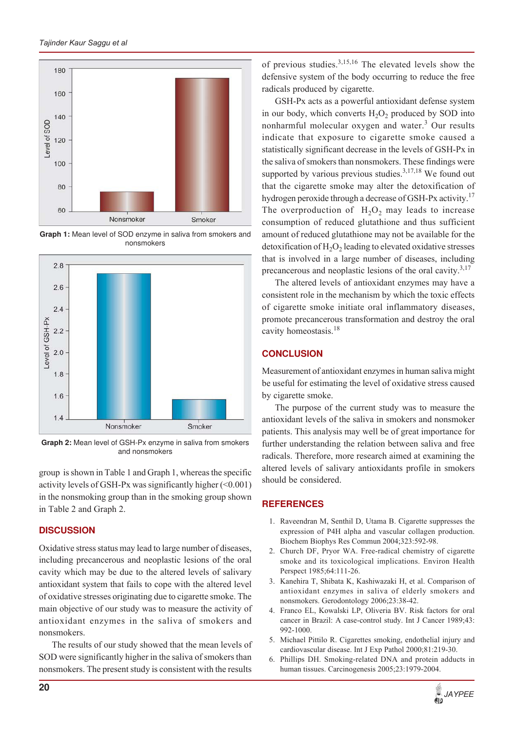Graph 1: Mean level of SOD enzyme in saliva from smokers and nonsmokers

Graph 2: Mean level of GSH-Px enzyme in saliva from smokers and nonsmokers

group is shown in Table 1 and Graph 1, whereas the specific activity levels of GSH-Px was significantly higher (<0.001) in the nonsmoking group than in the smoking group shown in Table 2 and Graph 2.

## DISCUSSION

Oxidative stress status may lead to large number of diseases, including precancerous and neoplastic lesions of the oral cavity which may be due to the altered levels of salivary antioxidant system that fails to cope with the altered level of oxidative stresses originating due to cigarette smoke. The main objective of our study was to measure the activity of antioxidant enzymes in the saliva of smokers and nonsmokers.

The results of our study showed that the mean levels of SOD were significantly higher in the saliva of smokers than nonsmokers. The present study is consistent with the results of previous studies.[3,15,16] The elevated levels show the defensive system of the body occurring to reduce the free radicals produced by cigarette.

GSH-Px acts as a powerful antioxidant defense system in our body, which converts $H_2O_2$ produced by SOD into nonharmful molecular oxygen and water.[3] Our results indicate that exposure to cigarette smoke caused a statistically significant decrease in the levels of GSH-Px in the saliva of smokers than nonsmokers. These findings were supported by various previous studies.[3,17,18] We found out that the cigarette smoke may alter the detoxification of hydrogen peroxide through a decrease of GSH-Px activity.[17] The overproduction of $H_2O_2$ may leads to increase consumption of reduced glutathione and thus sufficient amount of reduced glutathione may not be available for the detoxification of $H_2O_2$ leading to elevated oxidative stresses that is involved in a large number of diseases, including precancerous and neoplastic lesions of the oral cavity.[3,17]

The altered levels of antioxidant enzymes may have a consistent role in the mechanism by which the toxic effects of cigarette smoke initiate oral inflammatory diseases, promote precancerous transformation and destroy the oral cavity homeostasis.[18]

## CONCLUSION

Measurement of antioxidant enzymes in human saliva might be useful for estimating the level of oxidative stress caused by cigarette smoke.

The purpose of the current study was to measure the antioxidant levels of the saliva in smokers and nonsmoker patients. This analysis may well be of great importance for further understanding the relation between saliva and free radicals. Therefore, more research aimed at examining the altered levels of salivary antioxidants profile in smokers should be considered.

## REFERENCES

1. Raveendran M, Senthil D, Utama B. Cigarette suppresses the expression of P4H alpha and vascular collagen production. Biochem Biophys Res Commun 2004;323:592-98.
2. Church DF, Pryor WA. Free-radical chemistry of cigarette smoke and its toxicological implications. Environ Health Perspect 1985;64:111-26.
3. Kanehira T, Shibata K, Kashiwazaki H, et al. Comparison of antioxidant enzymes in saliva of elderly smokers and nonsmokers. Gerodontology 2006;23:38-42.
4. Franco EL, Kowalski LP, Oliveria BV. Risk factors for oral cancer in Brazil: A case-control study. Int J Cancer 1989;43: 992-1000.
5. Michael Pittilo R. Cigarettes smoking, endothelial injury and cardiovascular disease. Int J Exp Pathol 2000;81:219-30.
6. Phillips DH. Smoking-related DNA and protein adducts in human tissues. Carcinogenesis 2005;23:1979-2004.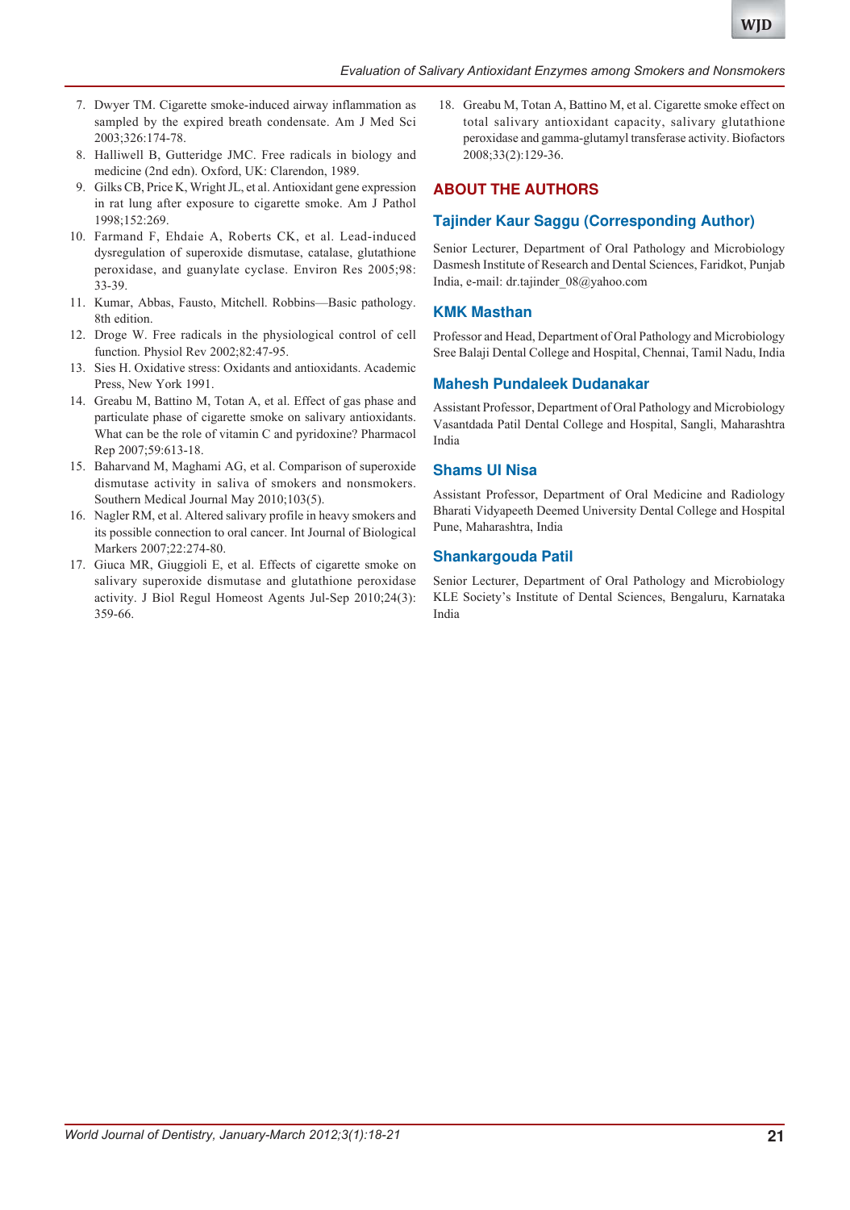7. Dwyer TM. Cigarette smoke-induced airway inflammation as sampled by the expired breath condensate. Am J Med Sci 2003;326:174-78.
8. Halliwell B, Gutteridge JMC. Free radicals in biology and medicine (2nd edn). Oxford, UK: Clarendon, 1989.
9. Gilks CB, Price K, Wright JL, et al. Antioxidant gene expression in rat lung after exposure to cigarette smoke. Am J Pathol 1998;152:269.
10. Farmand F, Ehdaie A, Roberts CK, et al. Lead-induced dysregulation of superoxide dismutase, catalase, glutathione peroxidase, and guanylate cyclase. Environ Res 2005;98:33-39.
11. Kumar, Abbas, Fausto, Mitchell. Robbins—Basic pathology. 8th edition.
12. Droge W. Free radicals in the physiological control of cell function. Physiol Rev 2002;82:47-95.
13. Sies H. Oxidative stress: Oxidants and antioxidants. Academic Press, New York 1991.
14. Greabu M, Battino M, Totan A, et al. Effect of gas phase and particulate phase of cigarette smoke on salivary antioxidants. What can be the role of vitamin C and pyridoxine? Pharmacol Rep 2007;59:613-18.
15. Baharvand M, Maghami AG, et al. Comparison of superoxide dismutase activity in saliva of smokers and nonsmokers. Southern Medical Journal May 2010;103(5).
16. Nagler RM, et al. Altered salivary profile in heavy smokers and its possible connection to oral cancer. Int Journal of Biological Markers 2007;22:274-80.
17. Giuca MR, Giuggioli E, et al. Effects of cigarette smoke on salivary superoxide dismutase and glutathione peroxidase activity. J Biol Regul Homeost Agents Jul-Sep 2010;24(3):359-66.
18. Greabu M, Totan A, Battino M, et al. Cigarette smoke effect on total salivary antioxidant capacity, salivary glutathione peroxidase and gamma-glutamyl transferase activity. Biofactors 2008;33(2):129-36.

## ABOUT THE AUTHORS

### Tajinder Kaur Saggu (Corresponding Author)

Senior Lecturer, Department of Oral Pathology and Microbiology Dasmesh Institute of Research and Dental Sciences, Faridkot, Punjab India, e-mail: dr.tajinder_08@yahoo.com

### KMK Masthan

Professor and Head, Department of Oral Pathology and Microbiology Sree Balaji Dental College and Hospital, Chennai, Tamil Nadu, India

### Mahesh Pundaleek Dudanakar

Assistant Professor, Department of Oral Pathology and Microbiology Vasantdada Patil Dental College and Hospital, Sangli, Maharashtra India

### Shams Ul Nisa

Assistant Professor, Department of Oral Medicine and Radiology Bharati Vidyapeeth Deemed University Dental College and Hospital Pune, Maharashtra, India

### Shankargouda Patil

Senior Lecturer, Department of Oral Pathology and Microbiology KLE Society's Institute of Dental Sciences, Bengaluru, Karnataka India